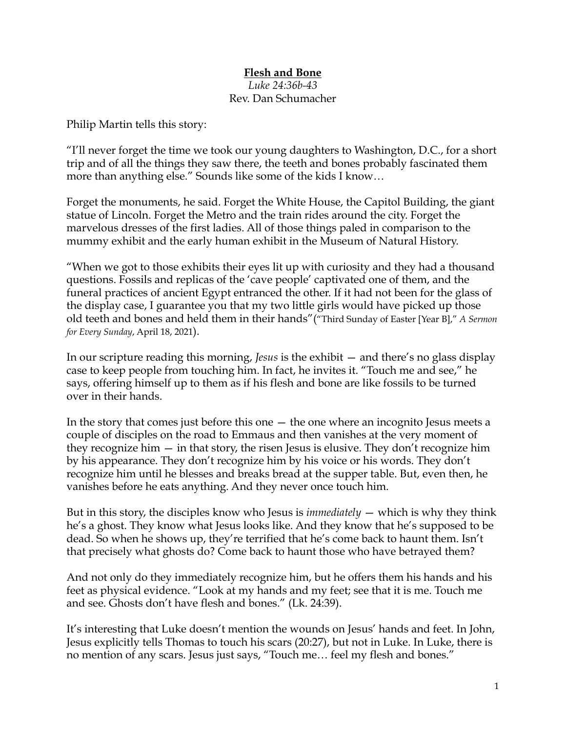**Flesh and Bone**

*Luke 24:36b-43*

Rev. Dan Schumacher

Philip Martin tells this story:

"I'll never forget the time we took our young daughters to Washington, D.C., for a short trip and of all the things they saw there, the teeth and bones probably fascinated them more than anything else." Sounds like some of the kids I know…

Forget the monuments, he said. Forget the White House, the Capitol Building, the giant statue of Lincoln. Forget the Metro and the train rides around the city. Forget the marvelous dresses of the first ladies. All of those things paled in comparison to the mummy exhibit and the early human exhibit in the Museum of Natural History.

"When we got to those exhibits their eyes lit up with curiosity and they had a thousand questions. Fossils and replicas of the 'cave people' captivated one of them, and the funeral practices of ancient Egypt entranced the other. If it had not been for the glass of the display case, I guarantee you that my two little girls would have picked up those old teeth and bones and held them in their hands"("Third Sunday of Easter [Year B]," *A Sermon for Every Sunday*, April 18, 2021).

In our scripture reading this morning, *Jesus* is the exhibit — and there's no glass display case to keep people from touching him. In fact, he invites it. "Touch me and see," he says, offering himself up to them as if his flesh and bone are like fossils to be turned over in their hands.

In the story that comes just before this one — the one where an incognito Jesus meets a couple of disciples on the road to Emmaus and then vanishes at the very moment of they recognize him — in that story, the risen Jesus is elusive. They don't recognize him by his appearance. They don't recognize him by his voice or his words. They don't recognize him until he blesses and breaks bread at the supper table. But, even then, he vanishes before he eats anything. And they never once touch him.

But in this story, the disciples know who Jesus is *immediately* — which is why they think he's a ghost. They know what Jesus looks like. And they know that he's supposed to be dead. So when he shows up, they're terrified that he's come back to haunt them. Isn't that precisely what ghosts do? Come back to haunt those who have betrayed them?

And not only do they immediately recognize him, but he offers them his hands and his feet as physical evidence. "Look at my hands and my feet; see that it is me. Touch me and see. Ghosts don't have flesh and bones." (Lk. 24:39).

It's interesting that Luke doesn't mention the wounds on Jesus' hands and feet. In John, Jesus explicitly tells Thomas to touch his scars (20:27), but not in Luke. In Luke, there is no mention of any scars. Jesus just says, "Touch me… feel my flesh and bones."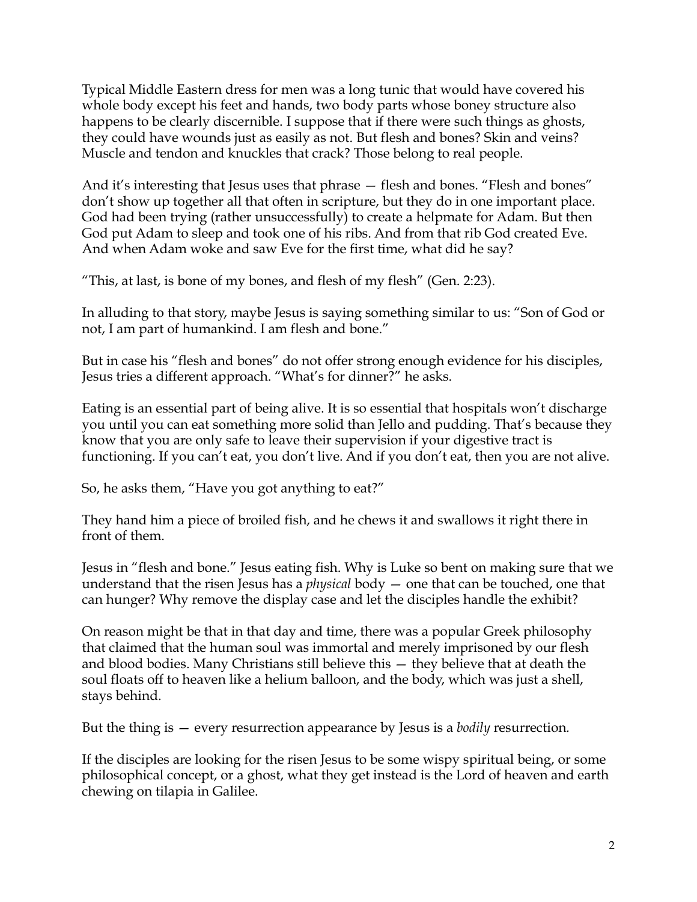Typical Middle Eastern dress for men was a long tunic that would have covered his whole body except his feet and hands, two body parts whose boney structure also happens to be clearly discernible. I suppose that if there were such things as ghosts, they could have wounds just as easily as not. But flesh and bones? Skin and veins? Muscle and tendon and knuckles that crack? Those belong to real people.

And it's interesting that Jesus uses that phrase — flesh and bones. "Flesh and bones" don't show up together all that often in scripture, but they do in one important place. God had been trying (rather unsuccessfully) to create a helpmate for Adam. But then God put Adam to sleep and took one of his ribs. And from that rib God created Eve. And when Adam woke and saw Eve for the first time, what did he say?

"This, at last, is bone of my bones, and flesh of my flesh" (Gen. 2:23).

In alluding to that story, maybe Jesus is saying something similar to us: "Son of God or not, I am part of humankind. I am flesh and bone."

But in case his "flesh and bones" do not offer strong enough evidence for his disciples, Jesus tries a different approach. "What's for dinner?" he asks.

Eating is an essential part of being alive. It is so essential that hospitals won't discharge you until you can eat something more solid than Jello and pudding. That's because they know that you are only safe to leave their supervision if your digestive tract is functioning. If you can't eat, you don't live. And if you don't eat, then you are not alive.

So, he asks them, "Have you got anything to eat?"

They hand him a piece of broiled fish, and he chews it and swallows it right there in front of them.

Jesus in "flesh and bone." Jesus eating fish. Why is Luke so bent on making sure that we understand that the risen Jesus has a *physical* body — one that can be touched, one that can hunger? Why remove the display case and let the disciples handle the exhibit?

On reason might be that in that day and time, there was a popular Greek philosophy that claimed that the human soul was immortal and merely imprisoned by our flesh and blood bodies. Many Christians still believe this — they believe that at death the soul floats off to heaven like a helium balloon, and the body, which was just a shell, stays behind.

But the thing is — every resurrection appearance by Jesus is a *bodily* resurrection.

If the disciples are looking for the risen Jesus to be some wispy spiritual being, or some philosophical concept, or a ghost, what they get instead is the Lord of heaven and earth chewing on tilapia in Galilee.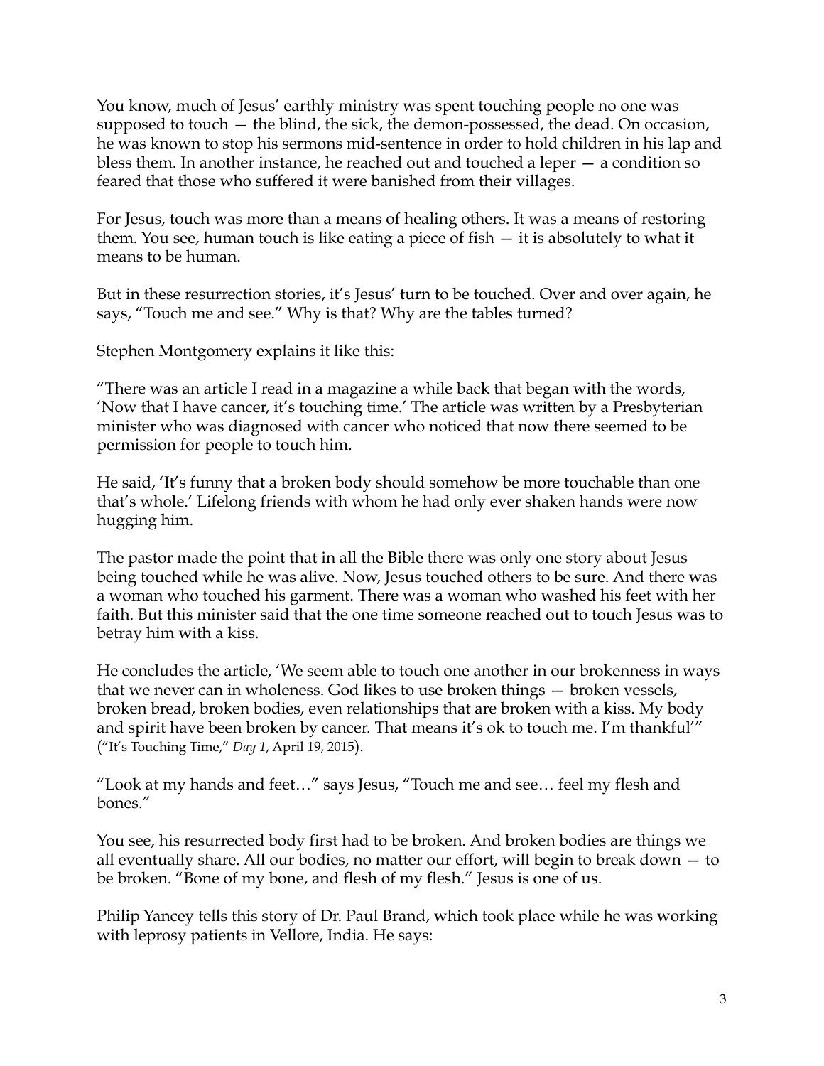You know, much of Jesus' earthly ministry was spent touching people no one was supposed to touch — the blind, the sick, the demon-possessed, the dead. On occasion, he was known to stop his sermons mid-sentence in order to hold children in his lap and bless them. In another instance, he reached out and touched a leper — a condition so feared that those who suffered it were banished from their villages.

For Jesus, touch was more than a means of healing others. It was a means of restoring them. You see, human touch is like eating a piece of fish — it is absolutely to what it means to be human.

But in these resurrection stories, it's Jesus' turn to be touched. Over and over again, he says, "Touch me and see." Why is that? Why are the tables turned?

Stephen Montgomery explains it like this:

"There was an article I read in a magazine a while back that began with the words, 'Now that I have cancer, it's touching time.' The article was written by a Presbyterian minister who was diagnosed with cancer who noticed that now there seemed to be permission for people to touch him.

He said, 'It's funny that a broken body should somehow be more touchable than one that's whole.' Lifelong friends with whom he had only ever shaken hands were now hugging him.

The pastor made the point that in all the Bible there was only one story about Jesus being touched while he was alive. Now, Jesus touched others to be sure. And there was a woman who touched his garment. There was a woman who washed his feet with her faith. But this minister said that the one time someone reached out to touch Jesus was to betray him with a kiss.

He concludes the article, 'We seem able to touch one another in our brokenness in ways that we never can in wholeness. God likes to use broken things — broken vessels, broken bread, broken bodies, even relationships that are broken with a kiss. My body and spirit have been broken by cancer. That means it's ok to touch me. I'm thankful'" ("It's Touching Time," *Day 1*, April 19, 2015).

"Look at my hands and feet…" says Jesus, "Touch me and see… feel my flesh and bones."

You see, his resurrected body first had to be broken. And broken bodies are things we all eventually share. All our bodies, no matter our effort, will begin to break down — to be broken. "Bone of my bone, and flesh of my flesh." Jesus is one of us.

Philip Yancey tells this story of Dr. Paul Brand, which took place while he was working with leprosy patients in Vellore, India. He says: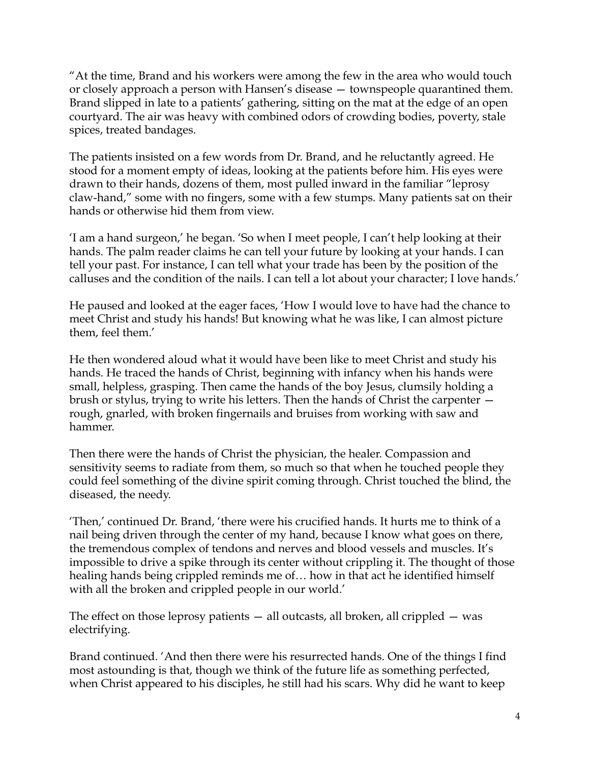"At the time, Brand and his workers were among the few in the area who would touch or closely approach a person with Hansen's disease — townspeople quarantined them. Brand slipped in late to a patients' gathering, sitting on the mat at the edge of an open courtyard. The air was heavy with combined odors of crowding bodies, poverty, stale spices, treated bandages.

The patients insisted on a few words from Dr. Brand, and he reluctantly agreed. He stood for a moment empty of ideas, looking at the patients before him. His eyes were drawn to their hands, dozens of them, most pulled inward in the familiar "leprosy claw-hand," some with no fingers, some with a few stumps. Many patients sat on their hands or otherwise hid them from view.

'I am a hand surgeon,' he began. 'So when I meet people, I can't help looking at their hands. The palm reader claims he can tell your future by looking at your hands. I can tell your past. For instance, I can tell what your trade has been by the position of the calluses and the condition of the nails. I can tell a lot about your character; I love hands.'

He paused and looked at the eager faces, 'How I would love to have had the chance to meet Christ and study his hands! But knowing what he was like, I can almost picture them, feel them.'

He then wondered aloud what it would have been like to meet Christ and study his hands. He traced the hands of Christ, beginning with infancy when his hands were small, helpless, grasping. Then came the hands of the boy Jesus, clumsily holding a brush or stylus, trying to write his letters. Then the hands of Christ the carpenter — rough, gnarled, with broken fingernails and bruises from working with saw and hammer.

Then there were the hands of Christ the physician, the healer. Compassion and sensitivity seems to radiate from them, so much so that when he touched people they could feel something of the divine spirit coming through. Christ touched the blind, the diseased, the needy.

'Then,' continued Dr. Brand, 'there were his crucified hands. It hurts me to think of a nail being driven through the center of my hand, because I know what goes on there, the tremendous complex of tendons and nerves and blood vessels and muscles. It's impossible to drive a spike through its center without crippling it. The thought of those healing hands being crippled reminds me of… how in that act he identified himself with all the broken and crippled people in our world.'

The effect on those leprosy patients — all outcasts, all broken, all crippled — was electrifying.

Brand continued. 'And then there were his resurrected hands. One of the things I find most astounding is that, though we think of the future life as something perfected, when Christ appeared to his disciples, he still had his scars. Why did he want to keep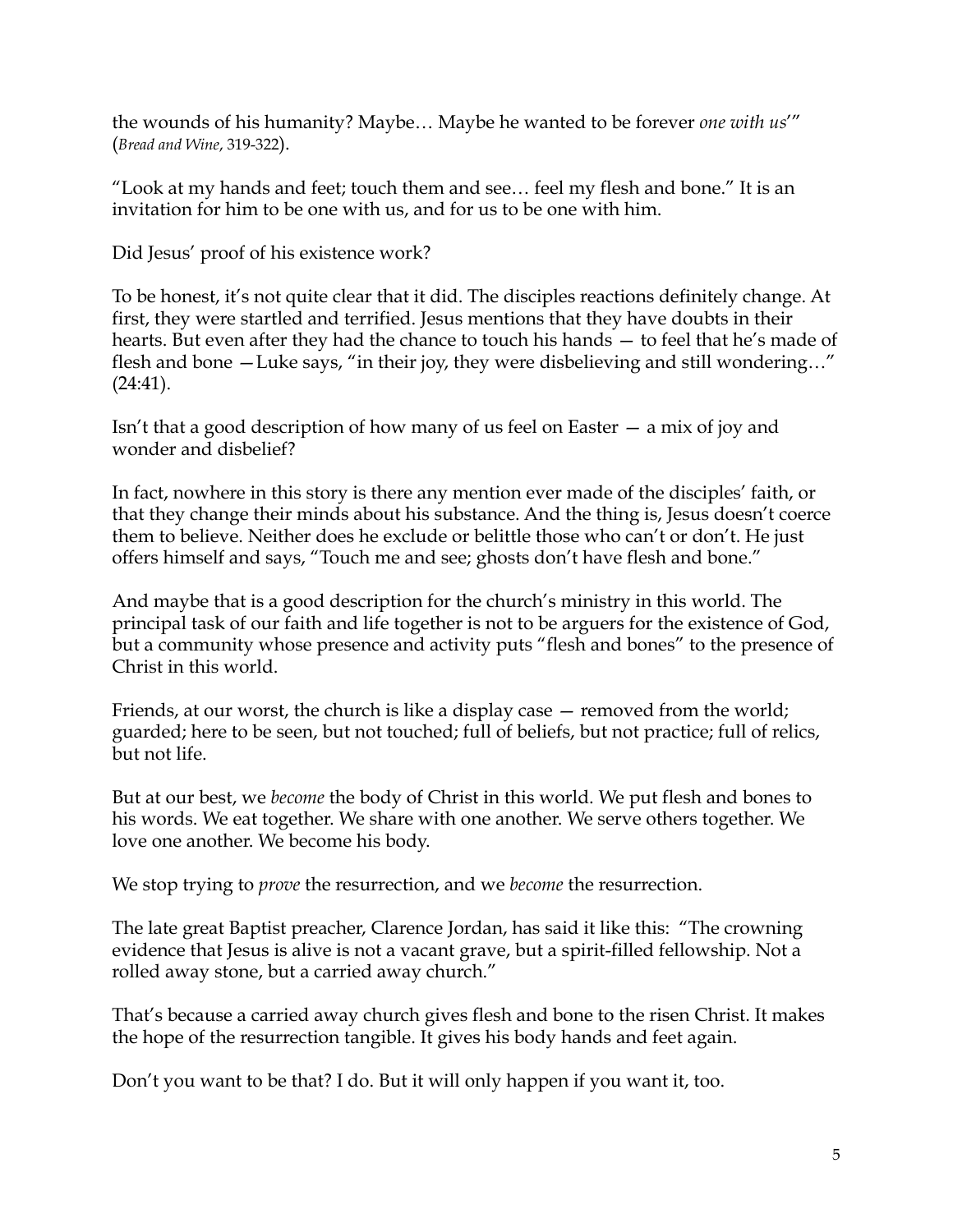the wounds of his humanity? Maybe… Maybe he wanted to be forever *one with us*'" (*Bread and Wine*, 319-322).

"Look at my hands and feet; touch them and see… feel my flesh and bone." It is an invitation for him to be one with us, and for us to be one with him.

Did Jesus' proof of his existence work?

To be honest, it's not quite clear that it did. The disciples reactions definitely change. At first, they were startled and terrified. Jesus mentions that they have doubts in their hearts. But even after they had the chance to touch his hands — to feel that he's made of flesh and bone —Luke says, "in their joy, they were disbelieving and still wondering…" (24:41).

Isn't that a good description of how many of us feel on Easter — a mix of joy and wonder and disbelief?

In fact, nowhere in this story is there any mention ever made of the disciples' faith, or that they change their minds about his substance. And the thing is, Jesus doesn't coerce them to believe. Neither does he exclude or belittle those who can't or don't. He just offers himself and says, "Touch me and see; ghosts don't have flesh and bone."

And maybe that is a good description for the church's ministry in this world. The principal task of our faith and life together is not to be arguers for the existence of God, but a community whose presence and activity puts "flesh and bones" to the presence of Christ in this world.

Friends, at our worst, the church is like a display case — removed from the world; guarded; here to be seen, but not touched; full of beliefs, but not practice; full of relics, but not life.

But at our best, we *become* the body of Christ in this world. We put flesh and bones to his words. We eat together. We share with one another. We serve others together. We love one another. We become his body.

We stop trying to *prove* the resurrection, and we *become* the resurrection.

The late great Baptist preacher, Clarence Jordan, has said it like this: "The crowning evidence that Jesus is alive is not a vacant grave, but a spirit-filled fellowship. Not a rolled away stone, but a carried away church."

That's because a carried away church gives flesh and bone to the risen Christ. It makes the hope of the resurrection tangible. It gives his body hands and feet again.

Don't you want to be that? I do. But it will only happen if you want it, too.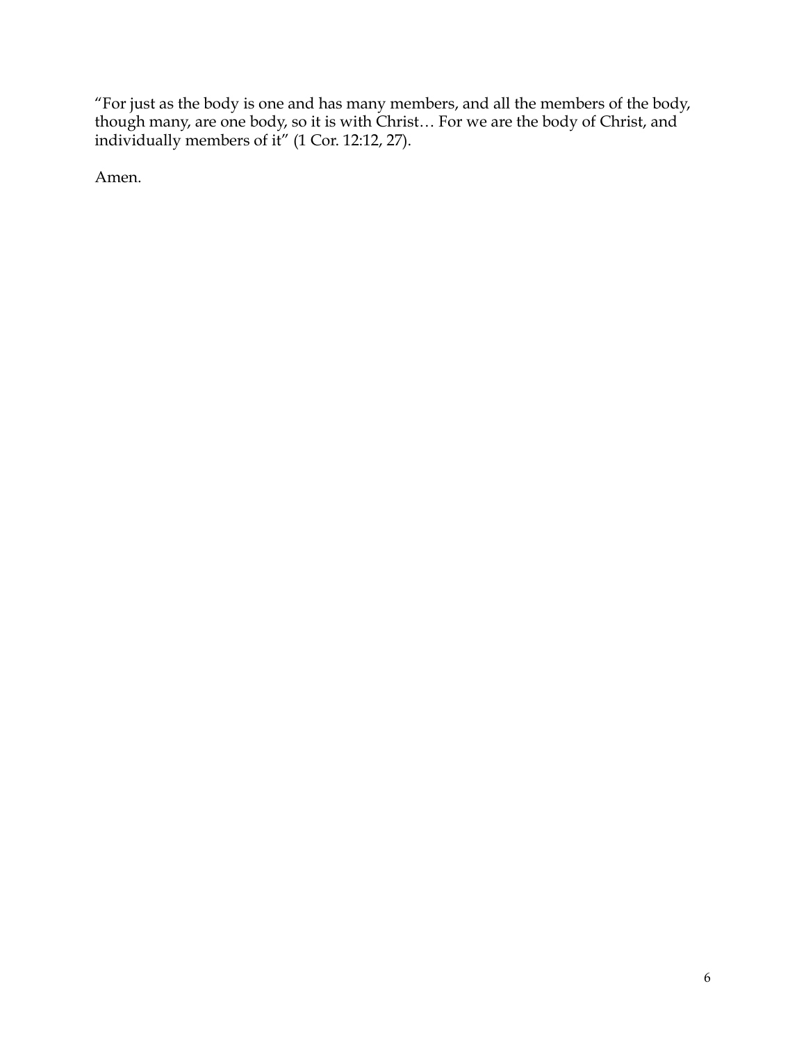"For just as the body is one and has many members, and all the members of the body, though many, are one body, so it is with Christ… For we are the body of Christ, and individually members of it" (1 Cor. 12:12, 27).

Amen.